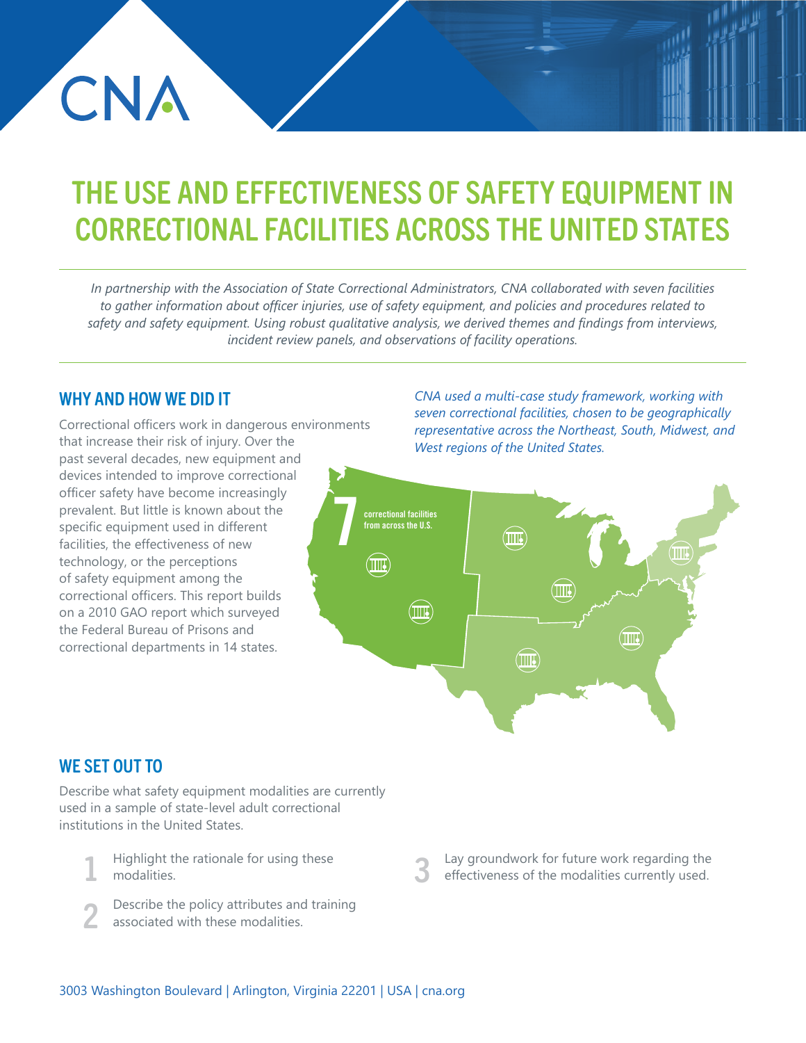CNA

# THE USE AND EFFECTIVENESS OF SAFETY EQUIPMENT IN CORRECTIONAL FACILITIES ACROSS THE UNITED STATES

*In partnership with the Association of State Correctional Administrators, CNA collaborated with seven facilities to gather information about officer injuries, use of safety equipment, and policies and procedures related to safety and safety equipment. Using robust qualitative analysis, we derived themes and findings from interviews, incident review panels, and observations of facility operations.*

## WHY AND HOW WE DID IT

Correctional officers work in dangerous environments that increase their risk of injury. Over the past several decades, new equipment and devices intended to improve correctional officer safety have become increasingly prevalent. But little is known about the specific equipment used in different facilities, the effectiveness of new technology, or the perceptions of safety equipment among the correctional officers. This report builds on a 2010 GAO report which surveyed the Federal Bureau of Prisons and correctional departments in 14 states.

*CNA used a multi-case study framework, working with seven correctional facilities, chosen to be geographically representative across the Northeast, South, Midwest, and West regions of the United States.*

**7** correctional facilities from across the U.S.

## WE SET OUT TO

Describe what safety equipment modalities are currently used in a sample of state-level adult correctional institutions in the United States.

1. Highlight the rationale for using these modalities.
2. Describe the policy attributes and training associated with these modalities.
3. Lay groundwork for future work regarding the effectiveness of the modalities currently used.

3003 Washington Boulevard | Arlington, Virginia 22201 | USA | cna.org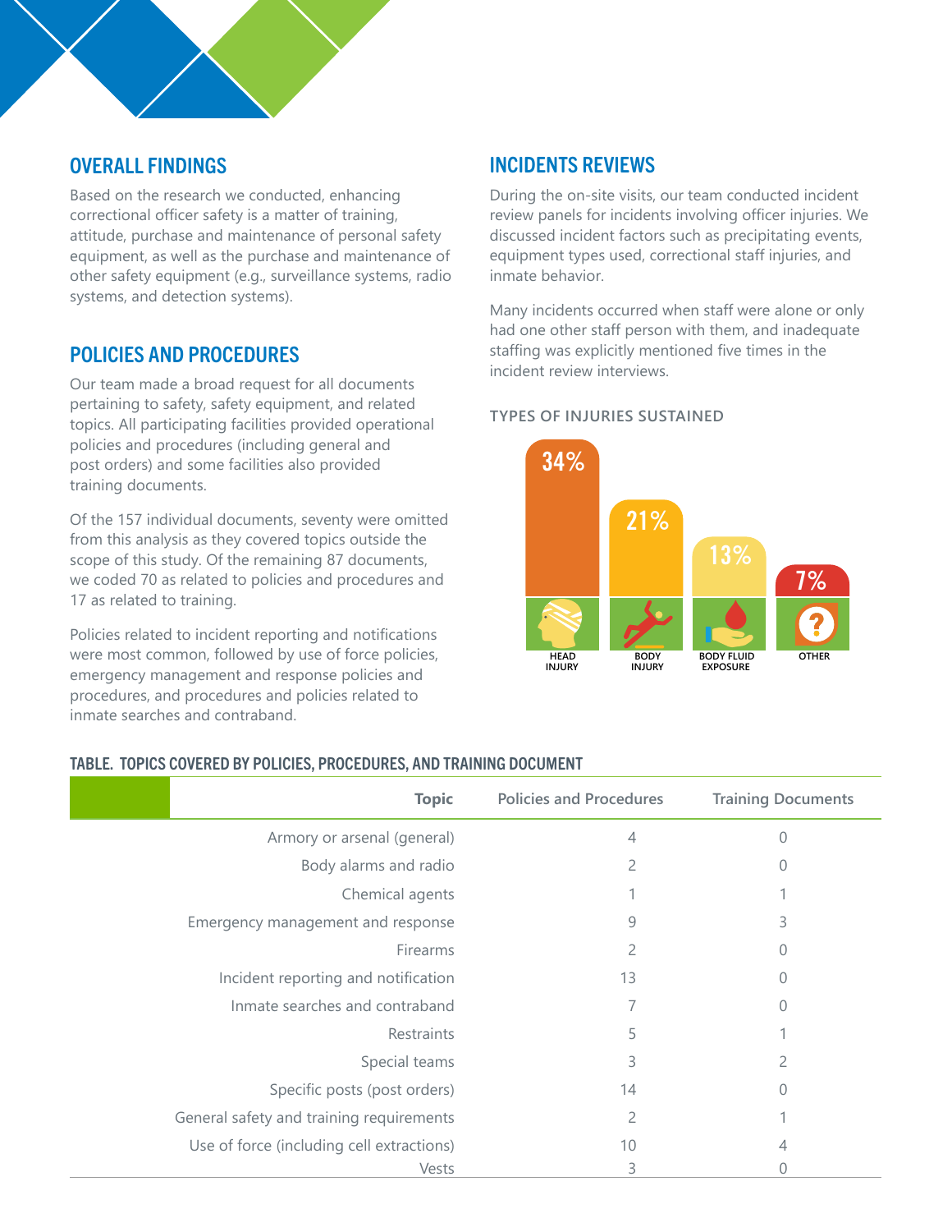## OVERALL FINDINGS

Based on the research we conducted, enhancing correctional officer safety is a matter of training, attitude, purchase and maintenance of personal safety equipment, as well as the purchase and maintenance of other safety equipment (e.g., surveillance systems, radio systems, and detection systems).

## POLICIES AND PROCEDURES

Our team made a broad request for all documents pertaining to safety, safety equipment, and related topics. All participating facilities provided operational policies and procedures (including general and post orders) and some facilities also provided training documents.

Of the 157 individual documents, seventy were omitted from this analysis as they covered topics outside the scope of this study. Of the remaining 87 documents, we coded 70 as related to policies and procedures and 17 as related to training.

Policies related to incident reporting and notifications were most common, followed by use of force policies, emergency management and response policies and procedures, and procedures and policies related to inmate searches and contraband.

## INCIDENTS REVIEWS

During the on-site visits, our team conducted incident review panels for incidents involving officer injuries. We discussed incident factors such as precipitating events, equipment types used, correctional staff injuries, and inmate behavior.

Many incidents occurred when staff were alone or only had one other staff person with them, and inadequate staffing was explicitly mentioned five times in the incident review interviews.

### TYPES OF INJURIES SUSTAINED

| Head Injury | Body Injury | Body Fluid Exposure | Other |
|---|---|---|---|
| 34% | 21% | 13% | 7% |

### TABLE. TOPICS COVERED BY POLICIES, PROCEDURES, AND TRAINING DOCUMENT

| Topic | Policies and Procedures | Training Documents |
|---|---|---|
| Armory or arsenal (general) | 4 | 0 |
| Body alarms and radio | 2 | 0 |
| Chemical agents | 1 | 1 |
| Emergency management and response | 9 | 3 |
| Firearms | 2 | 0 |
| Incident reporting and notification | 13 | 0 |
| Inmate searches and contraband | 7 | 0 |
| Restraints | 5 | 1 |
| Special teams | 3 | 2 |
| Specific posts (post orders) | 14 | 0 |
| General safety and training requirements | 2 | 1 |
| Use of force (including cell extractions) | 10 | 4 |
| Vests | 3 | 0 |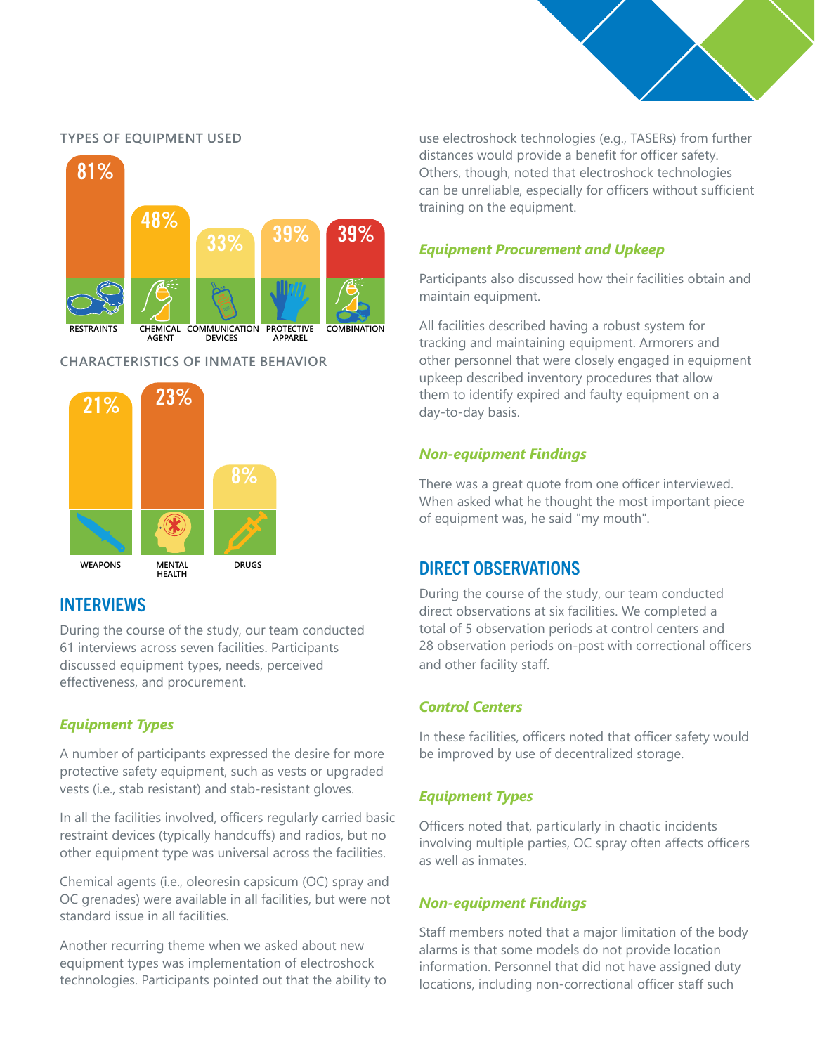### TYPES OF EQUIPMENT USED

| Restraints | Chemical Agent | Communication Devices | Protective Apparel | Combination |
|---|---|---|---|---|
| 81% | 48% | 33% | 39% | 39% |

### CHARACTERISTICS OF INMATE BEHAVIOR

| Weapons | Mental Health | Drugs |
|---|---|---|
| 21% | 23% | 8% |

## INTERVIEWS

During the course of the study, our team conducted 61 interviews across seven facilities. Participants discussed equipment types, needs, perceived effectiveness, and procurement.

### *Equipment Types*

A number of participants expressed the desire for more protective safety equipment, such as vests or upgraded vests (i.e., stab resistant) and stab-resistant gloves.

In all the facilities involved, officers regularly carried basic restraint devices (typically handcuffs) and radios, but no other equipment type was universal across the facilities.

Chemical agents (i.e., oleoresin capsicum (OC) spray and OC grenades) were available in all facilities, but were not standard issue in all facilities.

Another recurring theme when we asked about new equipment types was implementation of electroshock technologies. Participants pointed out that the ability to use electroshock technologies (e.g., TASERs) from further distances would provide a benefit for officer safety. Others, though, noted that electroshock technologies can be unreliable, especially for officers without sufficient training on the equipment.

### *Equipment Procurement and Upkeep*

Participants also discussed how their facilities obtain and maintain equipment.

All facilities described having a robust system for tracking and maintaining equipment. Armorers and other personnel that were closely engaged in equipment upkeep described inventory procedures that allow them to identify expired and faulty equipment on a day-to-day basis.

### *Non-equipment Findings*

There was a great quote from one officer interviewed. When asked what he thought the most important piece of equipment was, he said "my mouth".

## DIRECT OBSERVATIONS

During the course of the study, our team conducted direct observations at six facilities. We completed a total of 5 observation periods at control centers and 28 observation periods on-post with correctional officers and other facility staff.

### *Control Centers*

In these facilities, officers noted that officer safety would be improved by use of decentralized storage.

### *Equipment Types*

Officers noted that, particularly in chaotic incidents involving multiple parties, OC spray often affects officers as well as inmates.

### *Non-equipment Findings*

Staff members noted that a major limitation of the body alarms is that some models do not provide location information. Personnel that did not have assigned duty locations, including non-correctional officer staff such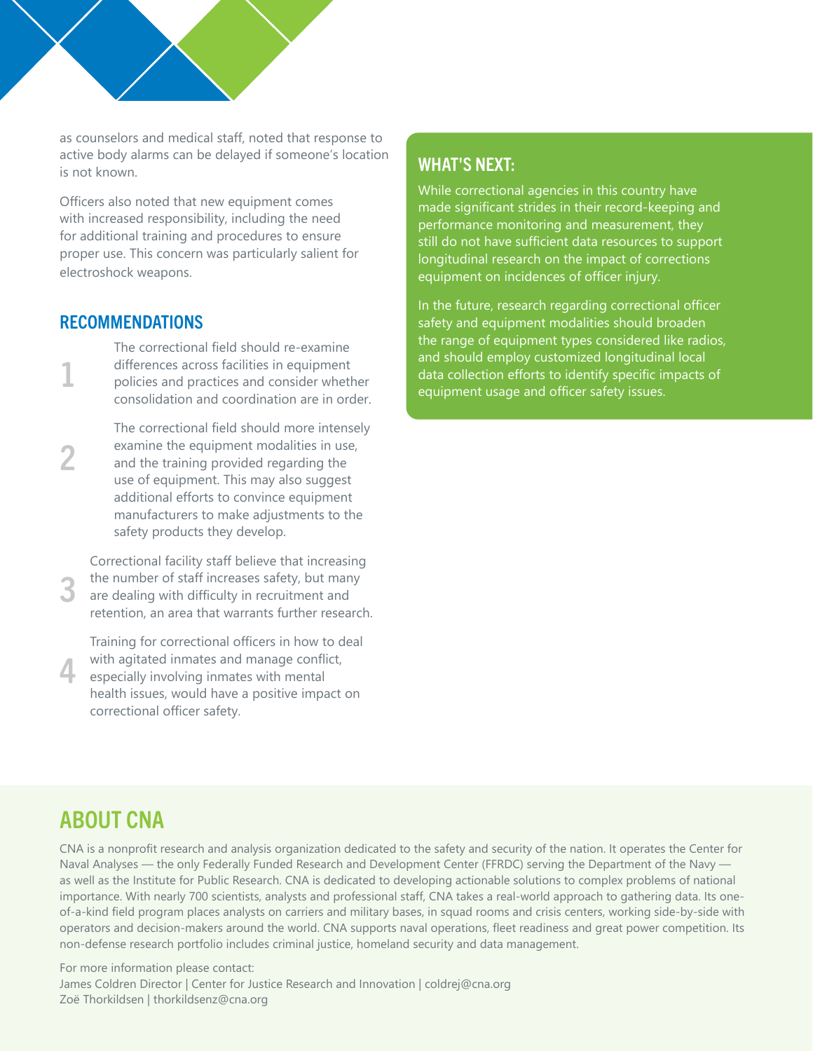as counselors and medical staff, noted that response to active body alarms can be delayed if someone's location is not known.

Officers also noted that new equipment comes with increased responsibility, including the need for additional training and procedures to ensure proper use. This concern was particularly salient for electroshock weapons.

## RECOMMENDATIONS

1. The correctional field should re-examine differences across facilities in equipment policies and practices and consider whether consolidation and coordination are in order.

2. The correctional field should more intensely examine the equipment modalities in use, and the training provided regarding the use of equipment. This may also suggest additional efforts to convince equipment manufacturers to make adjustments to the safety products they develop.

3. Correctional facility staff believe that increasing the number of staff increases safety, but many are dealing with difficulty in recruitment and retention, an area that warrants further research.

4. Training for correctional officers in how to deal with agitated inmates and manage conflict, especially involving inmates with mental health issues, would have a positive impact on correctional officer safety.

## WHAT'S NEXT:

While correctional agencies in this country have made significant strides in their record-keeping and performance monitoring and measurement, they still do not have sufficient data resources to support longitudinal research on the impact of corrections equipment on incidences of officer injury.

In the future, research regarding correctional officer safety and equipment modalities should broaden the range of equipment types considered like radios, and should employ customized longitudinal local data collection efforts to identify specific impacts of equipment usage and officer safety issues.

## ABOUT CNA

CNA is a nonprofit research and analysis organization dedicated to the safety and security of the nation. It operates the Center for Naval Analyses — the only Federally Funded Research and Development Center (FFRDC) serving the Department of the Navy — as well as the Institute for Public Research. CNA is dedicated to developing actionable solutions to complex problems of national importance. With nearly 700 scientists, analysts and professional staff, CNA takes a real-world approach to gathering data. Its one-of-a-kind field program places analysts on carriers and military bases, in squad rooms and crisis centers, working side-by-side with operators and decision-makers around the world. CNA supports naval operations, fleet readiness and great power competition. Its non-defense research portfolio includes criminal justice, homeland security and data management.

For more information please contact:
James Coldren Director | Center for Justice Research and Innovation | coldrej@cna.org
Zoë Thorkildsen | thorkildsenz@cna.org